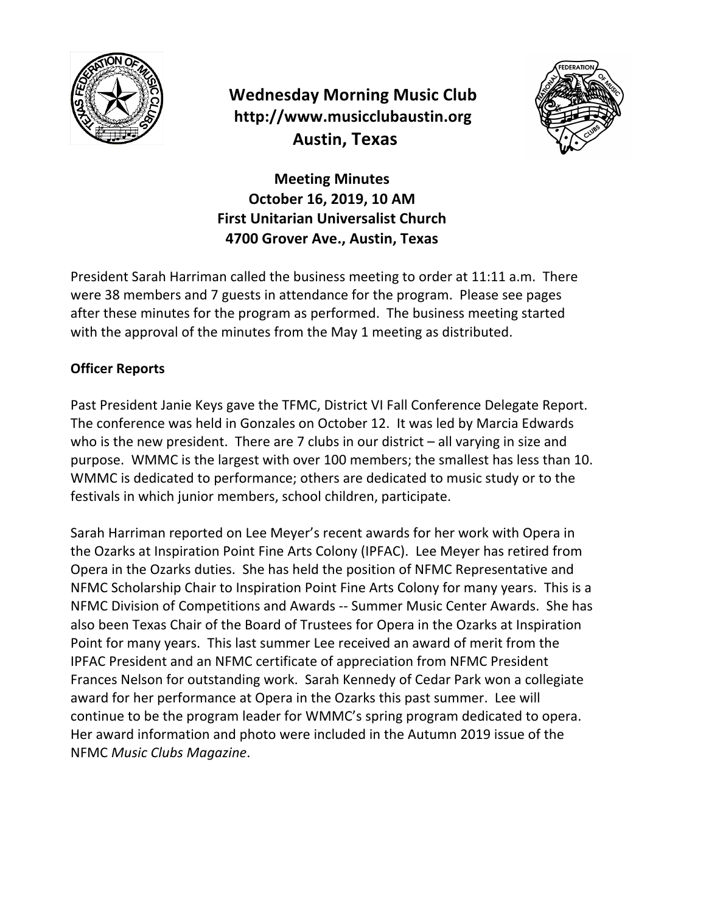# Wednesday Morning Music Club

**http://www.musicclubaustin.org**

**Austin, Texas**

## Meeting Minutes

**October 16, 2019, 10 AM**
**First Unitarian Universalist Church**
**4700 Grover Ave., Austin, Texas**

President Sarah Harriman called the business meeting to order at 11:11 a.m. There were 38 members and 7 guests in attendance for the program. Please see pages after these minutes for the program as performed. The business meeting started with the approval of the minutes from the May 1 meeting as distributed.

### Officer Reports

Past President Janie Keys gave the TFMC, District VI Fall Conference Delegate Report. The conference was held in Gonzales on October 12. It was led by Marcia Edwards who is the new president. There are 7 clubs in our district – all varying in size and purpose. WMMC is the largest with over 100 members; the smallest has less than 10. WMMC is dedicated to performance; others are dedicated to music study or to the festivals in which junior members, school children, participate.

Sarah Harriman reported on Lee Meyer's recent awards for her work with Opera in the Ozarks at Inspiration Point Fine Arts Colony (IPFAC). Lee Meyer has retired from Opera in the Ozarks duties. She has held the position of NFMC Representative and NFMC Scholarship Chair to Inspiration Point Fine Arts Colony for many years. This is a NFMC Division of Competitions and Awards -- Summer Music Center Awards. She has also been Texas Chair of the Board of Trustees for Opera in the Ozarks at Inspiration Point for many years. This last summer Lee received an award of merit from the IPFAC President and an NFMC certificate of appreciation from NFMC President Frances Nelson for outstanding work. Sarah Kennedy of Cedar Park won a collegiate award for her performance at Opera in the Ozarks this past summer. Lee will continue to be the program leader for WMMC's spring program dedicated to opera. Her award information and photo were included in the Autumn 2019 issue of the NFMC *Music Clubs Magazine*.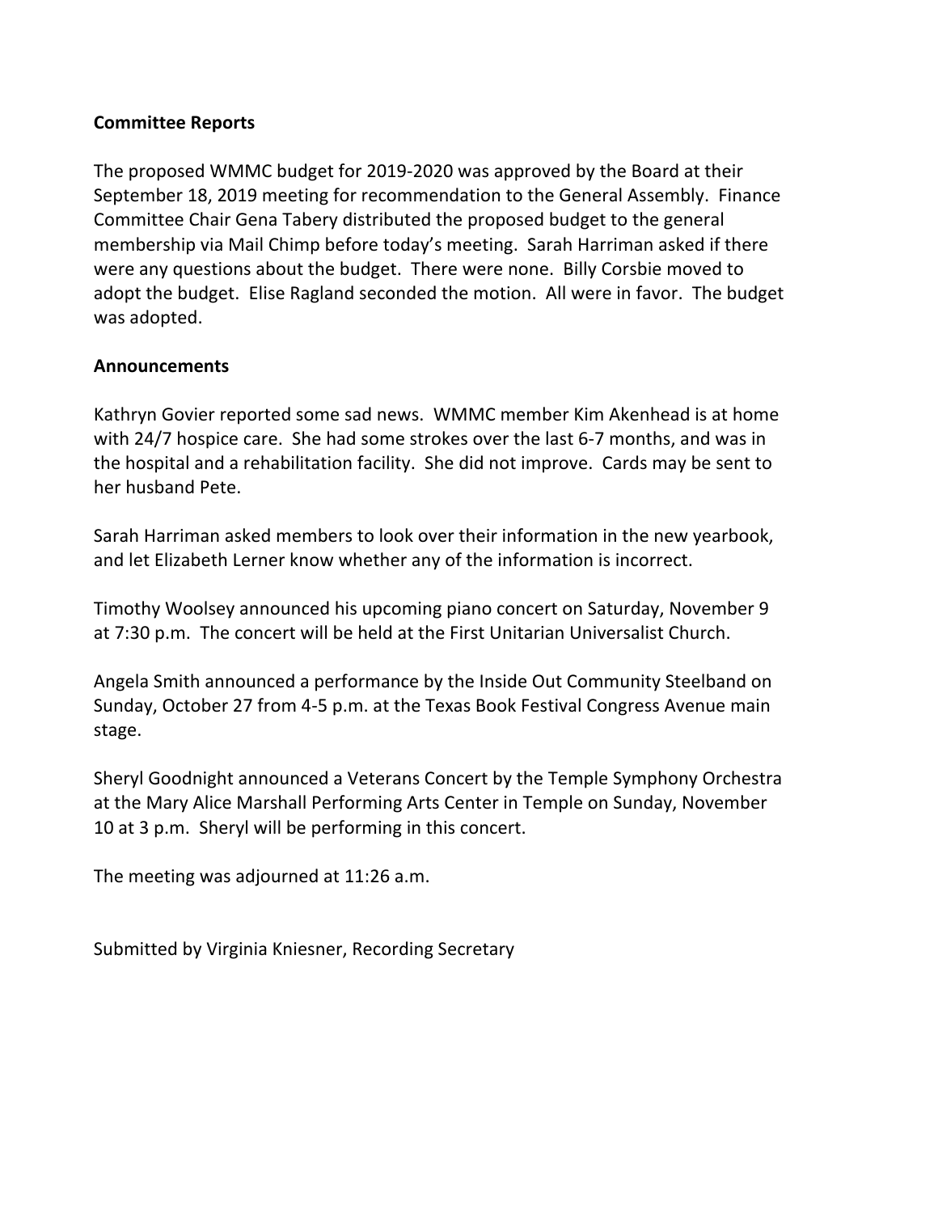**Committee Reports**

The proposed WMMC budget for 2019-2020 was approved by the Board at their September 18, 2019 meeting for recommendation to the General Assembly. Finance Committee Chair Gena Tabery distributed the proposed budget to the general membership via Mail Chimp before today's meeting. Sarah Harriman asked if there were any questions about the budget. There were none. Billy Corsbie moved to adopt the budget. Elise Ragland seconded the motion. All were in favor. The budget was adopted.

**Announcements**

Kathryn Govier reported some sad news. WMMC member Kim Akenhead is at home with 24/7 hospice care. She had some strokes over the last 6-7 months, and was in the hospital and a rehabilitation facility. She did not improve. Cards may be sent to her husband Pete.

Sarah Harriman asked members to look over their information in the new yearbook, and let Elizabeth Lerner know whether any of the information is incorrect.

Timothy Woolsey announced his upcoming piano concert on Saturday, November 9 at 7:30 p.m. The concert will be held at the First Unitarian Universalist Church.

Angela Smith announced a performance by the Inside Out Community Steelband on Sunday, October 27 from 4-5 p.m. at the Texas Book Festival Congress Avenue main stage.

Sheryl Goodnight announced a Veterans Concert by the Temple Symphony Orchestra at the Mary Alice Marshall Performing Arts Center in Temple on Sunday, November 10 at 3 p.m. Sheryl will be performing in this concert.

The meeting was adjourned at 11:26 a.m.

Submitted by Virginia Kniesner, Recording Secretary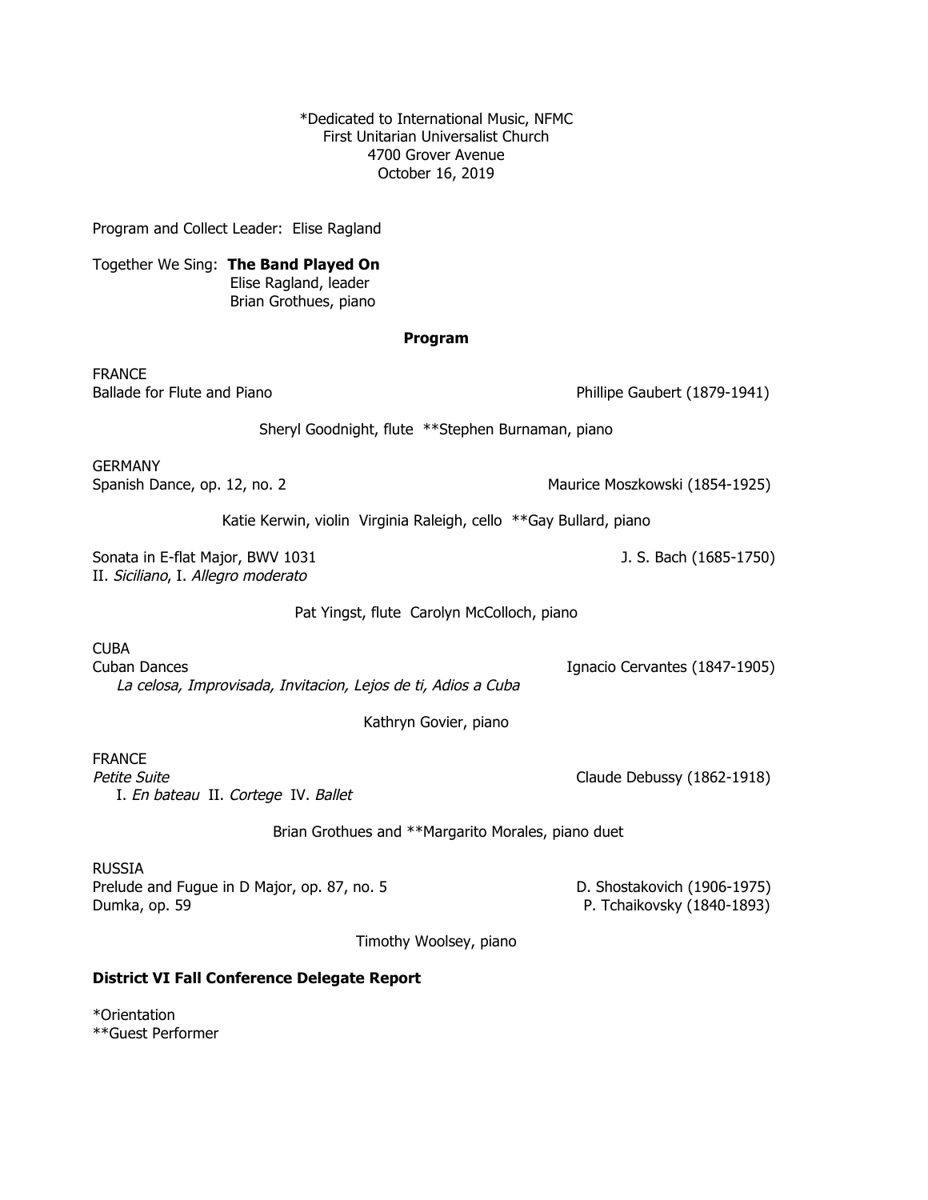*Dedicated to International Music, NFMC
First Unitarian Universalist Church
4700 Grover Avenue
October 16, 2019

Program and Collect Leader: Elise Ragland

Together We Sing: **The Band Played On**
Elise Ragland, leader
Brian Grothues, piano

**Program**

FRANCE
Ballade for Flute and Piano — Phillipe Gaubert (1879-1941)

Sheryl Goodnight, flute **Stephen Burnaman, piano

GERMANY
Spanish Dance, op. 12, no. 2 — Maurice Moszkowski (1854-1925)

Katie Kerwin, violin Virginia Raleigh, cello **Gay Bullard, piano

Sonata in E-flat Major, BWV 1031 — J. S. Bach (1685-1750)
II. *Siciliano*, I. *Allegro moderato*

Pat Yingst, flute Carolyn McColloch, piano

CUBA
Cuban Dances — Ignacio Cervantes (1847-1905)
*La celosa, Improvisada, Invitacion, Lejos de ti, Adios a Cuba*

Kathryn Govier, piano

FRANCE
*Petite Suite* — Claude Debussy (1862-1918)
I. *En bateau* II. *Cortege* IV. *Ballet*

Brian Grothues and **Margarito Morales, piano duet

RUSSIA
Prelude and Fugue in D Major, op. 87, no. 5 — D. Shostakovich (1906-1975)
Dumka, op. 59 — P. Tchaikovsky (1840-1893)

Timothy Woolsey, piano

**District VI Fall Conference Delegate Report**

*Orientation
**Guest Performer